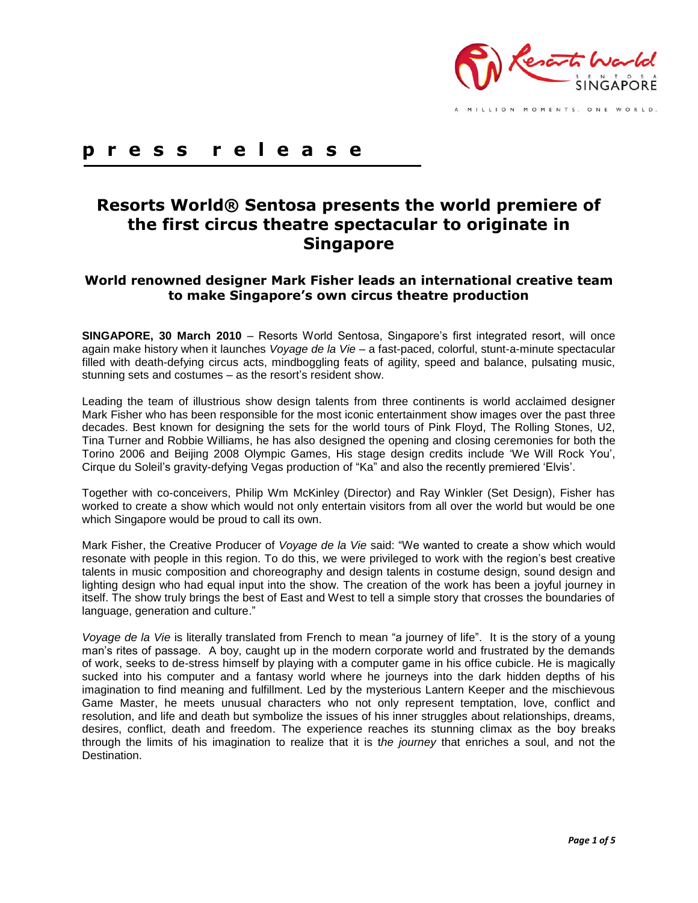p r e s s   r e l e a s e

# Resorts World® Sentosa presents the world premiere of the first circus theatre spectacular to originate in Singapore

## World renowned designer Mark Fisher leads an international creative team to make Singapore's own circus theatre production

**SINGAPORE, 30 March 2010** – Resorts World Sentosa, Singapore's first integrated resort, will once again make history when it launches *Voyage de la Vie* – a fast-paced, colorful, stunt-a-minute spectacular filled with death-defying circus acts, mindboggling feats of agility, speed and balance, pulsating music, stunning sets and costumes – as the resort's resident show.

Leading the team of illustrious show design talents from three continents is world acclaimed designer Mark Fisher who has been responsible for the most iconic entertainment show images over the past three decades. Best known for designing the sets for the world tours of Pink Floyd, The Rolling Stones, U2, Tina Turner and Robbie Williams, he has also designed the opening and closing ceremonies for both the Torino 2006 and Beijing 2008 Olympic Games, His stage design credits include 'We Will Rock You', Cirque du Soleil's gravity-defying Vegas production of "Ka" and also the recently premiered 'Elvis'.

Together with co-conceivers, Philip Wm McKinley (Director) and Ray Winkler (Set Design), Fisher has worked to create a show which would not only entertain visitors from all over the world but would be one which Singapore would be proud to call its own.

Mark Fisher, the Creative Producer of *Voyage de la Vie* said: "We wanted to create a show which would resonate with people in this region. To do this, we were privileged to work with the region's best creative talents in music composition and choreography and design talents in costume design, sound design and lighting design who had equal input into the show. The creation of the work has been a joyful journey in itself. The show truly brings the best of East and West to tell a simple story that crosses the boundaries of language, generation and culture."

*Voyage de la Vie* is literally translated from French to mean "a journey of life". It is the story of a young man's rites of passage. A boy, caught up in the modern corporate world and frustrated by the demands of work, seeks to de-stress himself by playing with a computer game in his office cubicle. He is magically sucked into his computer and a fantasy world where he journeys into the dark hidden depths of his imagination to find meaning and fulfillment. Led by the mysterious Lantern Keeper and the mischievous Game Master, he meets unusual characters who not only represent temptation, love, conflict and resolution, and life and death but symbolize the issues of his inner struggles about relationships, dreams, desires, conflict, death and freedom. The experience reaches its stunning climax as the boy breaks through the limits of his imagination to realize that it is t*he journey* that enriches a soul, and not the Destination.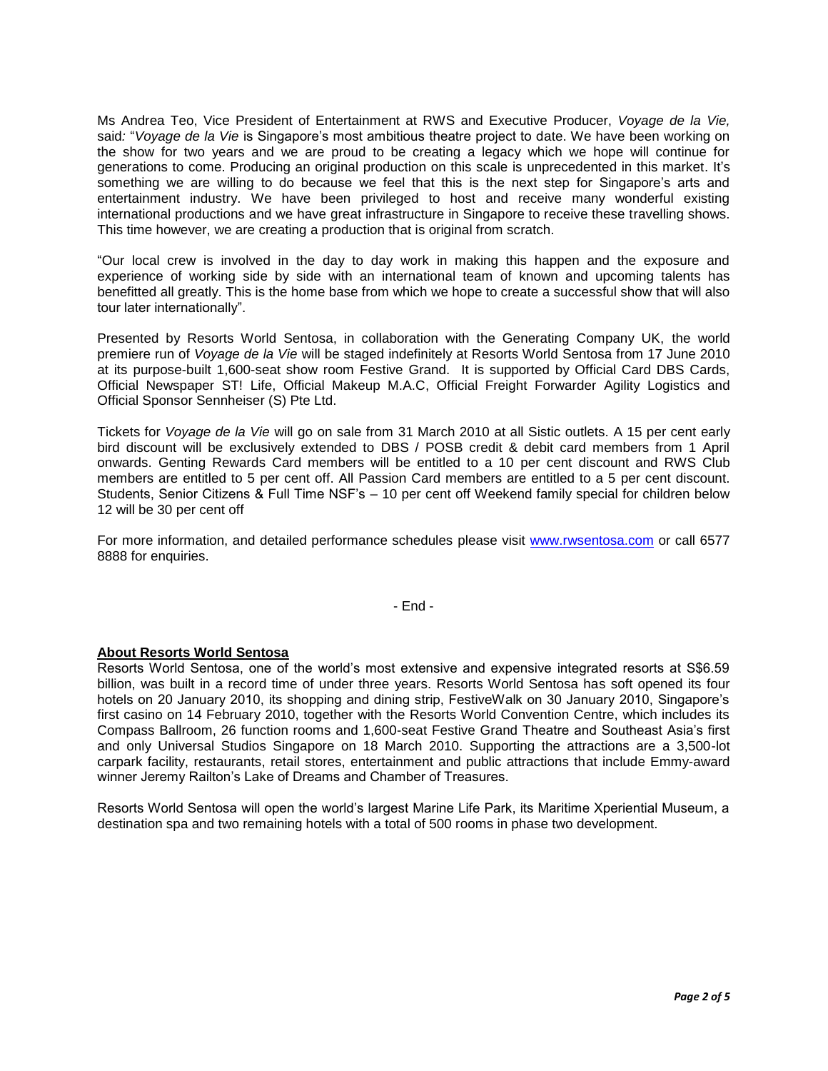Ms Andrea Teo, Vice President of Entertainment at RWS and Executive Producer, *Voyage de la Vie,* said: "*Voyage de la Vie* is Singapore's most ambitious theatre project to date. We have been working on the show for two years and we are proud to be creating a legacy which we hope will continue for generations to come. Producing an original production on this scale is unprecedented in this market. It's something we are willing to do because we feel that this is the next step for Singapore's arts and entertainment industry. We have been privileged to host and receive many wonderful existing international productions and we have great infrastructure in Singapore to receive these travelling shows. This time however, we are creating a production that is original from scratch.

"Our local crew is involved in the day to day work in making this happen and the exposure and experience of working side by side with an international team of known and upcoming talents has benefitted all greatly. This is the home base from which we hope to create a successful show that will also tour later internationally".

Presented by Resorts World Sentosa, in collaboration with the Generating Company UK, the world premiere run of *Voyage de la Vie* will be staged indefinitely at Resorts World Sentosa from 17 June 2010 at its purpose-built 1,600-seat show room Festive Grand. It is supported by Official Card DBS Cards, Official Newspaper ST! Life, Official Makeup M.A.C, Official Freight Forwarder Agility Logistics and Official Sponsor Sennheiser (S) Pte Ltd.

Tickets for *Voyage de la Vie* will go on sale from 31 March 2010 at all Sistic outlets. A 15 per cent early bird discount will be exclusively extended to DBS / POSB credit & debit card members from 1 April onwards. Genting Rewards Card members will be entitled to a 10 per cent discount and RWS Club members are entitled to 5 per cent off. All Passion Card members are entitled to a 5 per cent discount. Students, Senior Citizens & Full Time NSF's – 10 per cent off Weekend family special for children below 12 will be 30 per cent off

For more information, and detailed performance schedules please visit www.rwsentosa.com or call 6577 8888 for enquiries.

- End -

**About Resorts World Sentosa**

Resorts World Sentosa, one of the world's most extensive and expensive integrated resorts at S$6.59 billion, was built in a record time of under three years. Resorts World Sentosa has soft opened its four hotels on 20 January 2010, its shopping and dining strip, FestiveWalk on 30 January 2010, Singapore's first casino on 14 February 2010, together with the Resorts World Convention Centre, which includes its Compass Ballroom, 26 function rooms and 1,600-seat Festive Grand Theatre and Southeast Asia's first and only Universal Studios Singapore on 18 March 2010. Supporting the attractions are a 3,500-lot carpark facility, restaurants, retail stores, entertainment and public attractions that include Emmy-award winner Jeremy Railton's Lake of Dreams and Chamber of Treasures.

Resorts World Sentosa will open the world's largest Marine Life Park, its Maritime Xperiential Museum, a destination spa and two remaining hotels with a total of 500 rooms in phase two development.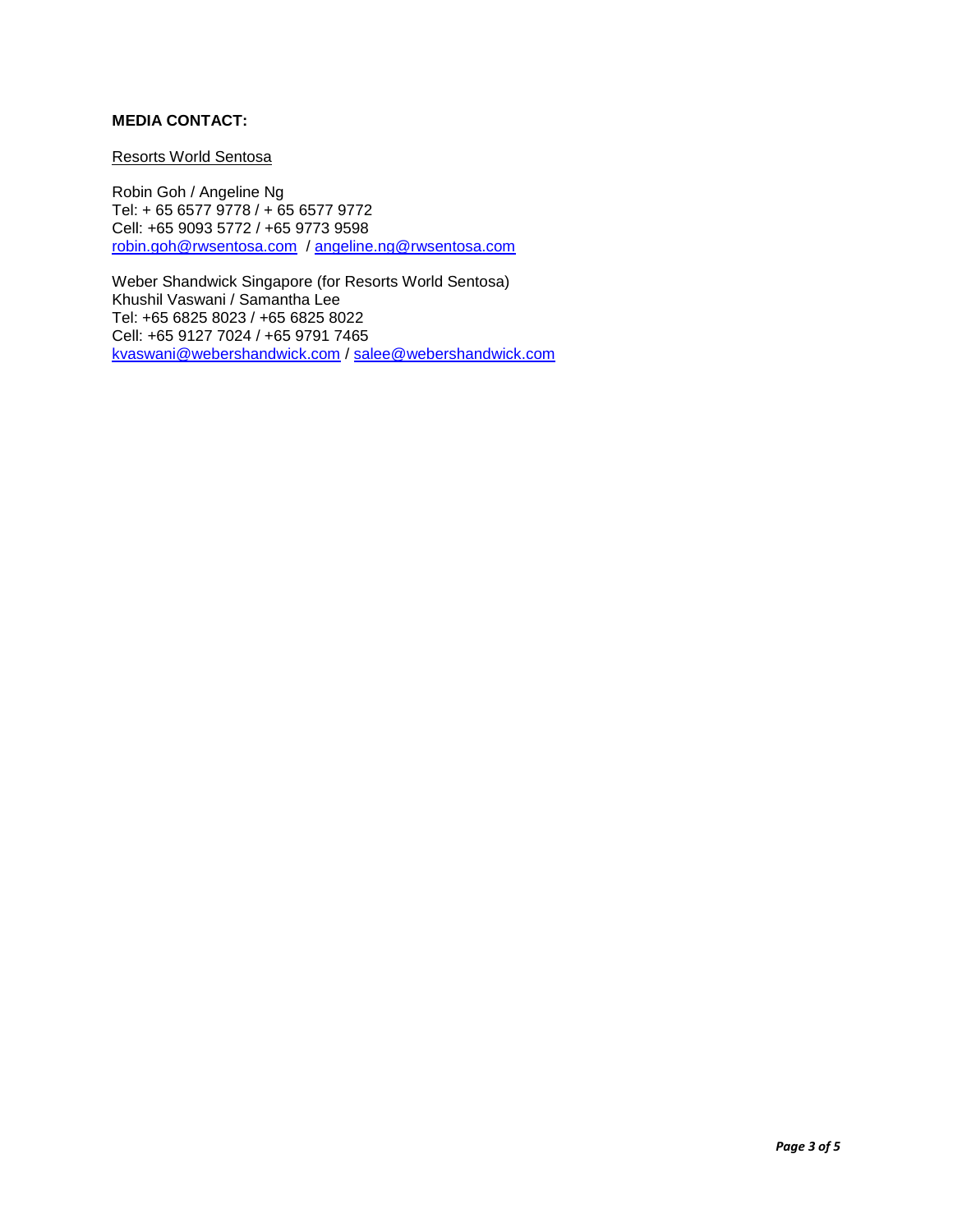**MEDIA CONTACT:**

Resorts World Sentosa

Robin Goh / Angeline Ng
Tel: + 65 6577 9778 / + 65 6577 9772
Cell: +65 9093 5772 / +65 9773 9598
robin.goh@rwsentosa.com / angeline.ng@rwsentosa.com

Weber Shandwick Singapore (for Resorts World Sentosa)
Khushil Vaswani / Samantha Lee
Tel: +65 6825 8023 / +65 6825 8022
Cell: +65 9127 7024 / +65 9791 7465
kvaswani@webershandwick.com / salee@webershandwick.com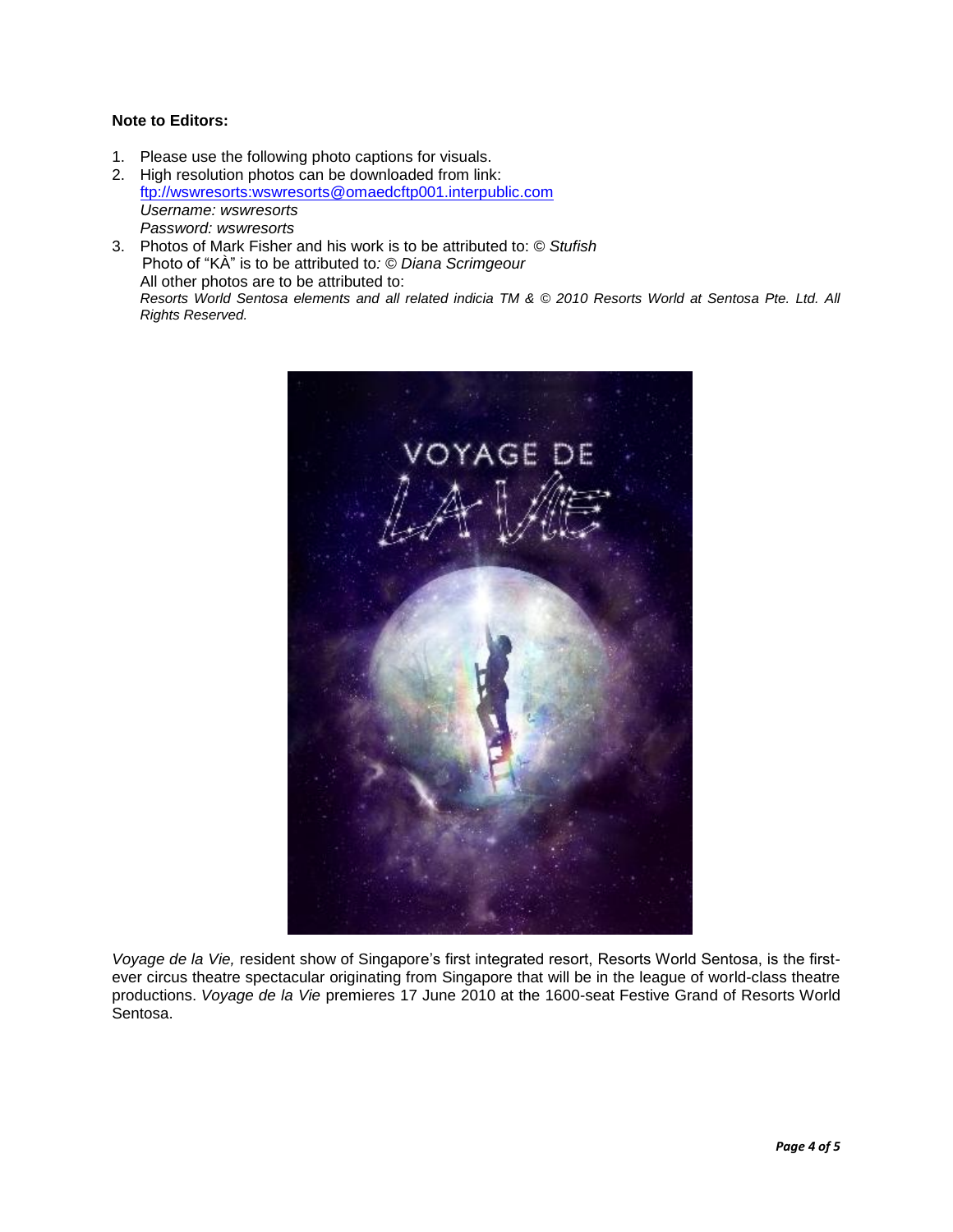**Note to Editors:**

1. Please use the following photo captions for visuals.
2. High resolution photos can be downloaded from link: ftp://wswresorts:wswresorts@omaedcftp001.interpublic.com
   *Username: wswresorts*
   *Password: wswresorts*
3. Photos of Mark Fisher and his work is to be attributed to: © *Stufish*
   Photo of "KÀ" is to be attributed to: © *Diana Scrimgeour*
   All other photos are to be attributed to:
   *Resorts World Sentosa elements and all related indicia TM & © 2010 Resorts World at Sentosa Pte. Ltd. All Rights Reserved.*

*Voyage de la Vie,* resident show of Singapore's first integrated resort, Resorts World Sentosa, is the first-ever circus theatre spectacular originating from Singapore that will be in the league of world-class theatre productions. *Voyage de la Vie* premieres 17 June 2010 at the 1600-seat Festive Grand of Resorts World Sentosa.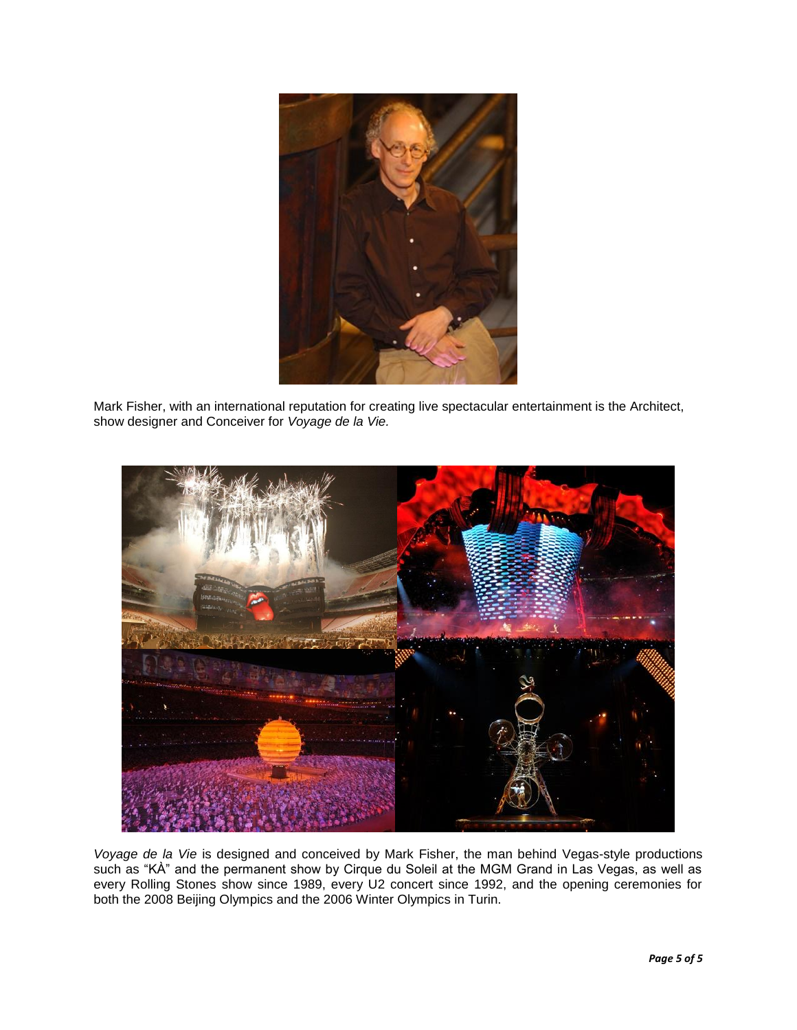Mark Fisher, with an international reputation for creating live spectacular entertainment is the Architect, show designer and Conceiver for *Voyage de la Vie.*

*Voyage de la Vie* is designed and conceived by Mark Fisher, the man behind Vegas-style productions such as "KÀ" and the permanent show by Cirque du Soleil at the MGM Grand in Las Vegas, as well as every Rolling Stones show since 1989, every U2 concert since 1992, and the opening ceremonies for both the 2008 Beijing Olympics and the 2006 Winter Olympics in Turin.